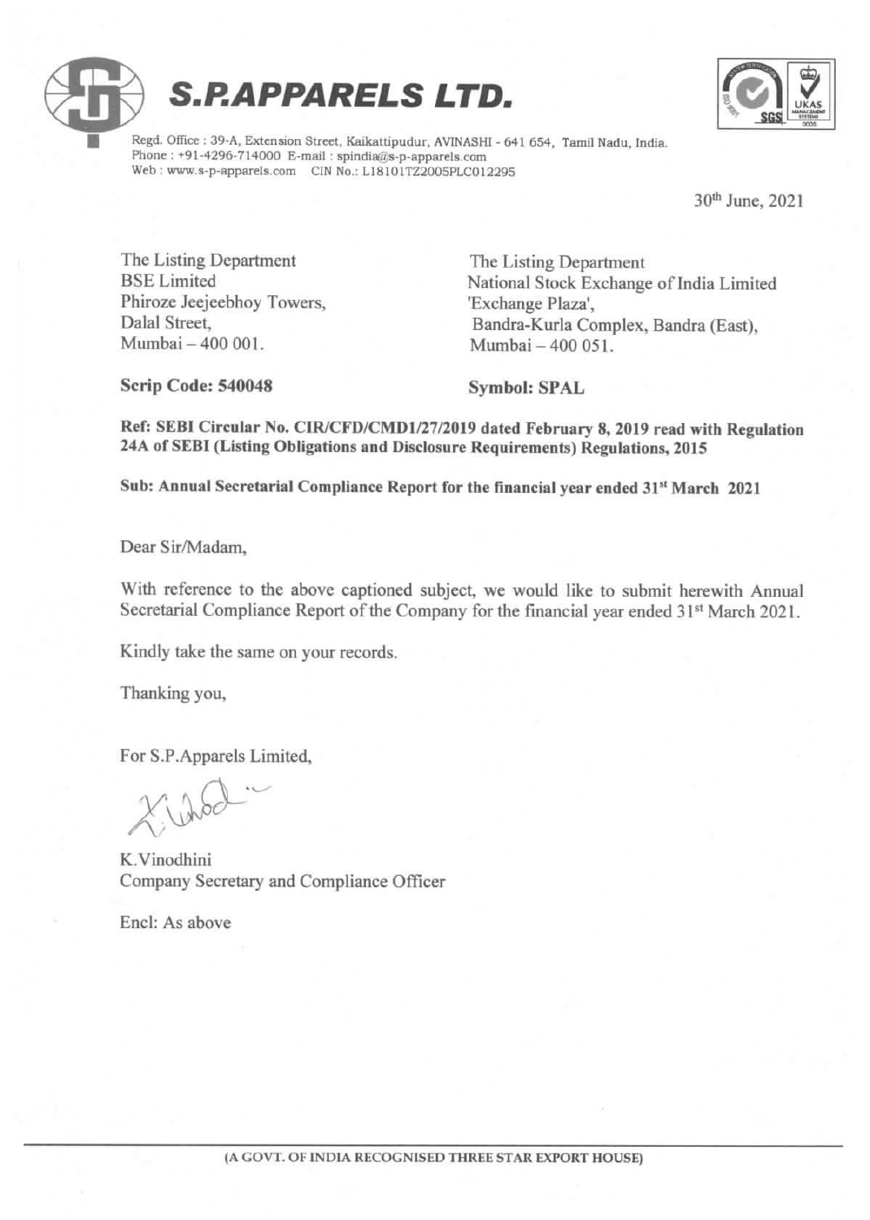# S.P.APPARELS LTD.

Regd. Office : 39-A, Extension Street, Kaikattipudur, AVINASHI - 641 654, Tamil Nadu, India.
Phone : +91-4296-714000 E-mail : spindia@s-p-apparels.com
Web : www.s-p-apparels.com CIN No.: L18101TZ2005PLC012295

30th June, 2021

The Listing Department
BSE Limited
Phiroze Jeejeebhoy Towers,
Dalal Street,
Mumbai – 400 001.

The Listing Department
National Stock Exchange of India Limited
'Exchange Plaza',
Bandra-Kurla Complex, Bandra (East),
Mumbai – 400 051.

**Scrip Code: 540048**

**Symbol: SPAL**

**Ref: SEBI Circular No. CIR/CFD/CMD1/27/2019 dated February 8, 2019 read with Regulation 24A of SEBI (Listing Obligations and Disclosure Requirements) Regulations, 2015**

**Sub: Annual Secretarial Compliance Report for the financial year ended 31st March 2021**

Dear Sir/Madam,

With reference to the above captioned subject, we would like to submit herewith Annual Secretarial Compliance Report of the Company for the financial year ended 31st March 2021.

Kindly take the same on your records.

Thanking you,

For S.P.Apparels Limited,

K.Vinodhini
Company Secretary and Compliance Officer

Encl: As above

(A GOVT. OF INDIA RECOGNISED THREE STAR EXPORT HOUSE)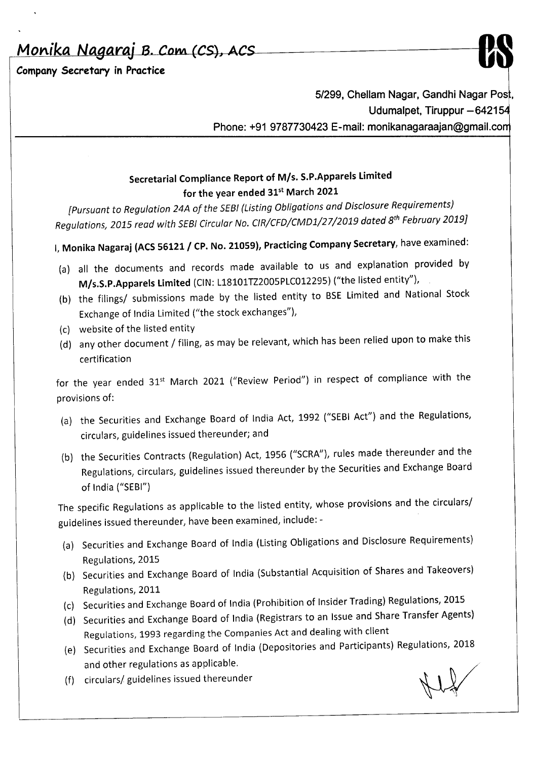# Monika Nagaraj B. Com (CS), ACS

**Company Secretary in Practice**

5/299, Chellam Nagar, Gandhi Nagar Post,
Udumalpet, Tiruppur – 642154
Phone: +91 9787730423 E-mail: monikanagaraajan@gmail.com

## Secretarial Compliance Report of M/s. S.P.Apparels Limited for the year ended 31st March 2021

*[Pursuant to Regulation 24A of the SEBI (Listing Obligations and Disclosure Requirements) Regulations, 2015 read with SEBI Circular No. CIR/CFD/CMD1/27/2019 dated 8th February 2019]*

I, **Monika Nagaraj (ACS 56121 / CP. No. 21059), Practicing Company Secretary**, have examined:

(a) all the documents and records made available to us and explanation provided by **M/s.S.P.Apparels Limited** (CIN: L18101TZ2005PLC012295) ("the listed entity"),

(b) the filings/ submissions made by the listed entity to BSE Limited and National Stock Exchange of India Limited ("the stock exchanges"),

(c) website of the listed entity

(d) any other document / filing, as may be relevant, which has been relied upon to make this certification

for the year ended 31st March 2021 ("Review Period") in respect of compliance with the provisions of:

(a) the Securities and Exchange Board of India Act, 1992 ("SEBI Act") and the Regulations, circulars, guidelines issued thereunder; and

(b) the Securities Contracts (Regulation) Act, 1956 ("SCRA"), rules made thereunder and the Regulations, circulars, guidelines issued thereunder by the Securities and Exchange Board of India ("SEBI")

The specific Regulations as applicable to the listed entity, whose provisions and the circulars/ guidelines issued thereunder, have been examined, include: -

(a) Securities and Exchange Board of India (Listing Obligations and Disclosure Requirements) Regulations, 2015

(b) Securities and Exchange Board of India (Substantial Acquisition of Shares and Takeovers) Regulations, 2011

(c) Securities and Exchange Board of India (Prohibition of Insider Trading) Regulations, 2015

(d) Securities and Exchange Board of India (Registrars to an Issue and Share Transfer Agents) Regulations, 1993 regarding the Companies Act and dealing with client

(e) Securities and Exchange Board of India (Depositories and Participants) Regulations, 2018 and other regulations as applicable.

(f) circulars/ guidelines issued thereunder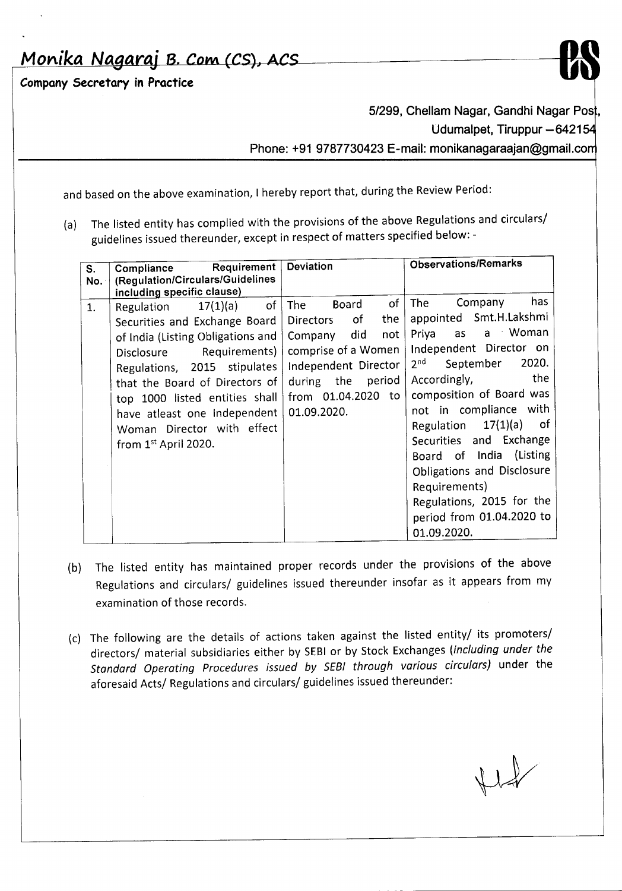and based on the above examination, I hereby report that, during the Review Period:

(a) The listed entity has complied with the provisions of the above Regulations and circulars/ guidelines issued thereunder, except in respect of matters specified below: -

| S. No. | Compliance Requirement (Regulation/Circulars/Guidelines including specific clause) | Deviation | Observations/Remarks |
|---|---|---|---|
| 1. | Regulation 17(1)(a) of Securities and Exchange Board of India (Listing Obligations and Disclosure Requirements) Regulations, 2015 stipulates that the Board of Directors of top 1000 listed entities shall have atleast one Independent Woman Director with effect from 1st April 2020. | The Board of Directors of the Company did not comprise of a Women Independent Director during the period from 01.04.2020 to 01.09.2020. | The Company has appointed Smt.H.Lakshmi Priya as a Woman Independent Director on 2nd September 2020. Accordingly, the composition of Board was not in compliance with Regulation 17(1)(a) of Securities and Exchange Board of India (Listing Obligations and Disclosure Requirements) Regulations, 2015 for the period from 01.04.2020 to 01.09.2020. |

(b) The listed entity has maintained proper records under the provisions of the above Regulations and circulars/ guidelines issued thereunder insofar as it appears from my examination of those records.

(c) The following are the details of actions taken against the listed entity/ its promoters/ directors/ material subsidiaries either by SEBI or by Stock Exchanges (*including under the Standard Operating Procedures issued by SEBI through various circulars*) under the aforesaid Acts/ Regulations and circulars/ guidelines issued thereunder: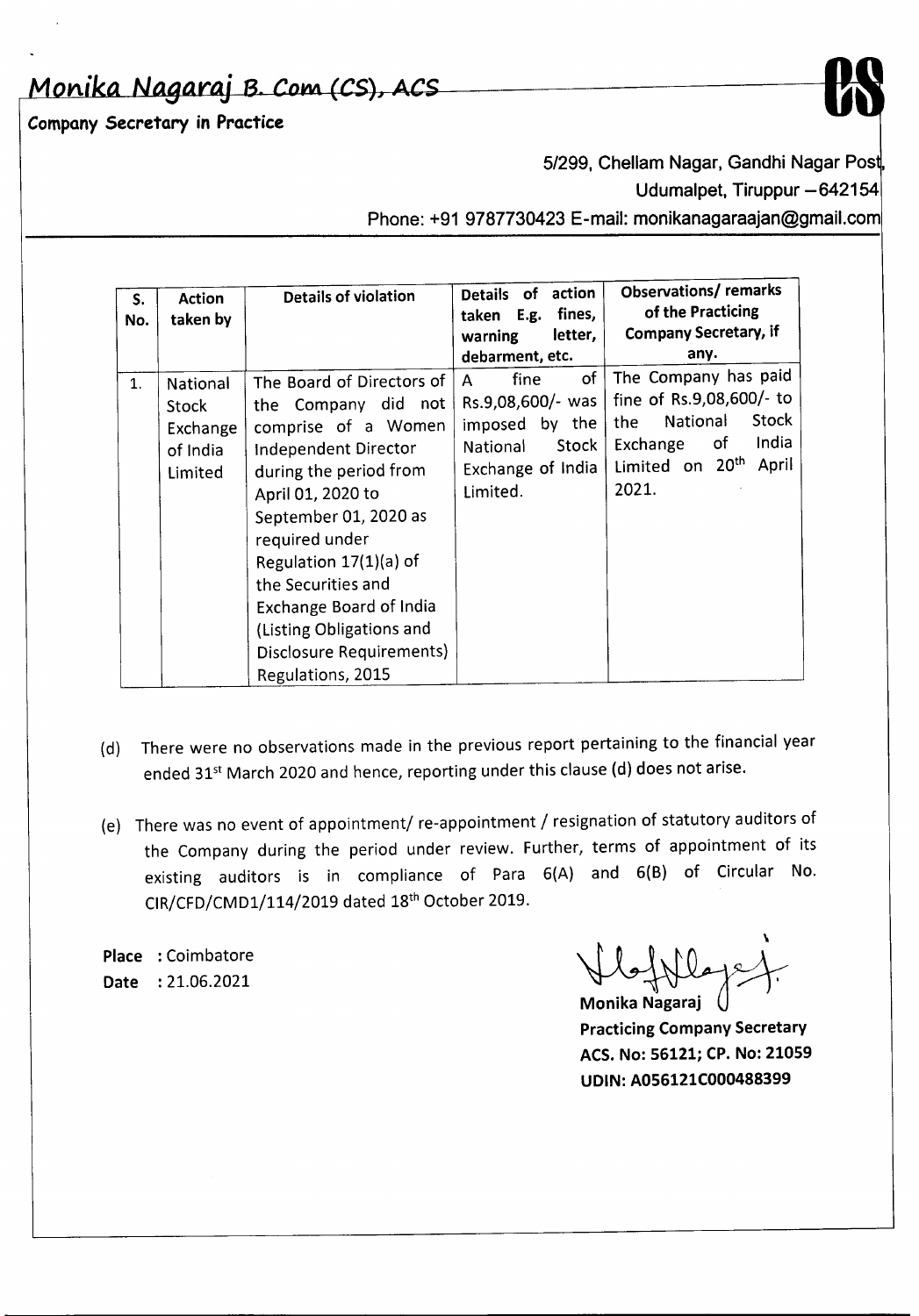# Monika Nagaraj B. Com (CS), ACS

**Company Secretary in Practice**

5/299, Chellam Nagar, Gandhi Nagar Post,
Udumalpet, Tiruppur – 642154
Phone: +91 9787730423 E-mail: monikanagaraajan@gmail.com

| S. No. | Action taken by | Details of violation | Details of action taken E.g. fines, warning letter, debarment, etc. | Observations/ remarks of the Practicing Company Secretary, if any. |
|---|---|---|---|---|
| 1. | National Stock Exchange of India Limited | The Board of Directors of the Company did not comprise of a Women Independent Director during the period from April 01, 2020 to September 01, 2020 as required under Regulation 17(1)(a) of the Securities and Exchange Board of India (Listing Obligations and Disclosure Requirements) Regulations, 2015 | A fine of Rs.9,08,600/- was imposed by the National Stock Exchange of India Limited. | The Company has paid fine of Rs.9,08,600/- to the National Stock Exchange of India Limited on 20th April 2021. |

(d) There were no observations made in the previous report pertaining to the financial year ended 31st March 2020 and hence, reporting under this clause (d) does not arise.

(e) There was no event of appointment/ re-appointment / resignation of statutory auditors of the Company during the period under review. Further, terms of appointment of its existing auditors is in compliance of Para 6(A) and 6(B) of Circular No. CIR/CFD/CMD1/114/2019 dated 18th October 2019.

**Place** : Coimbatore
**Date** : 21.06.2021

**Monika Nagaraj**
**Practicing Company Secretary**
**ACS. No: 56121; CP. No: 21059**
**UDIN: A056121C000488399**